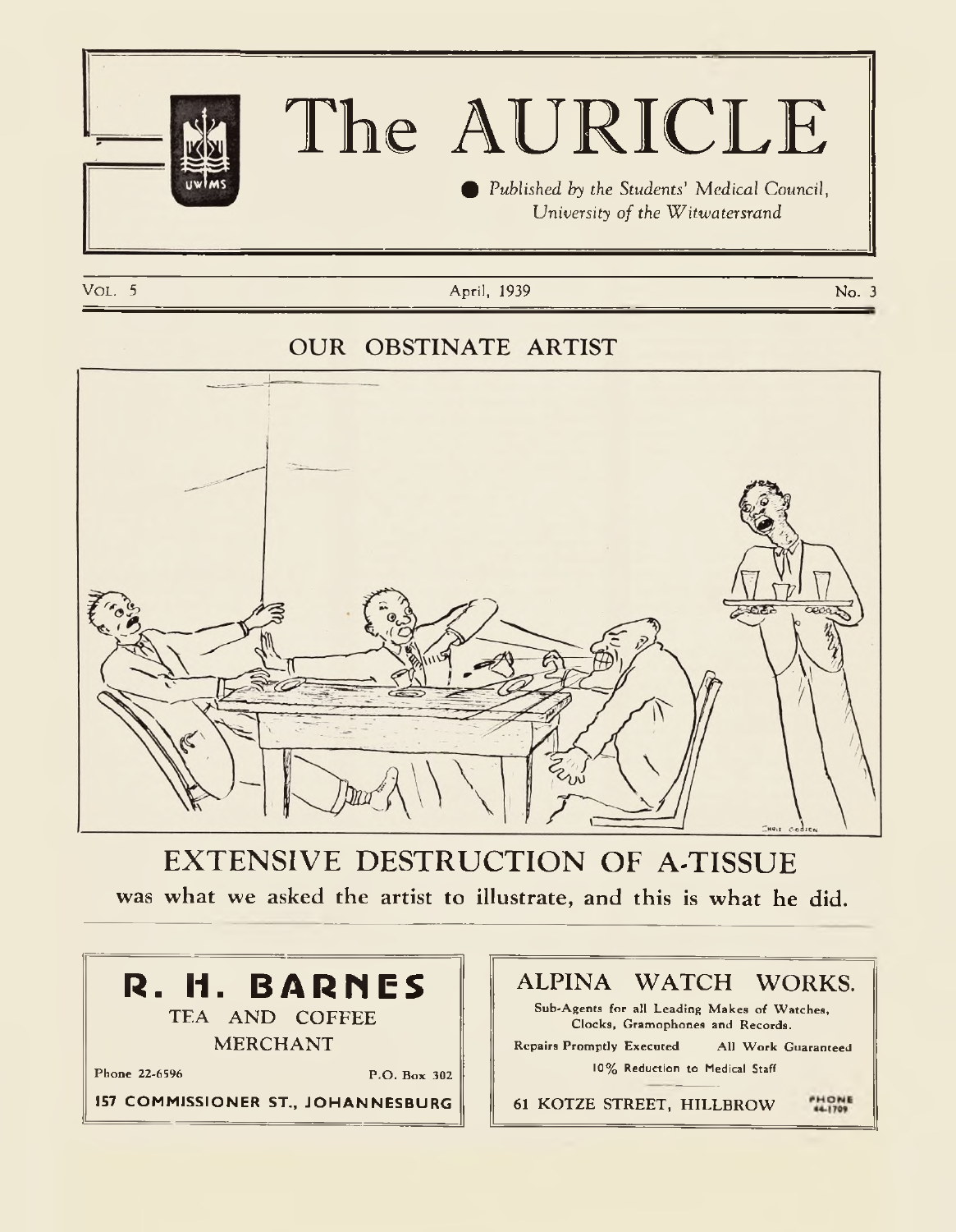# The AURICLE

*Published by the Students' Medical Council, University of the Witwatersrand*

VOL. 5 — April, 1939 — No. 3

## OUR OBSTINATE ARTIST

## EXTENSIVE DESTRUCTION OF A-TISSUE

**was what we asked the artist to illustrate, and this is what he did.**

---

**R. H. BARNES**

TEA AND COFFEE MERCHANT

Phone 22-6596 — P.O. Box 302

**157 COMMISSIONER ST., JOHANNESBURG**

---

**ALPINA WATCH WORKS.**

Sub-Agents for all Leading Makes of Watches, Clocks, Gramophones and Records.

Repairs Promptly Executed — All Work Guaranteed

10% Reduction to Medical Staff

61 KOTZE STREET, HILLBROW — PHONE 44-1709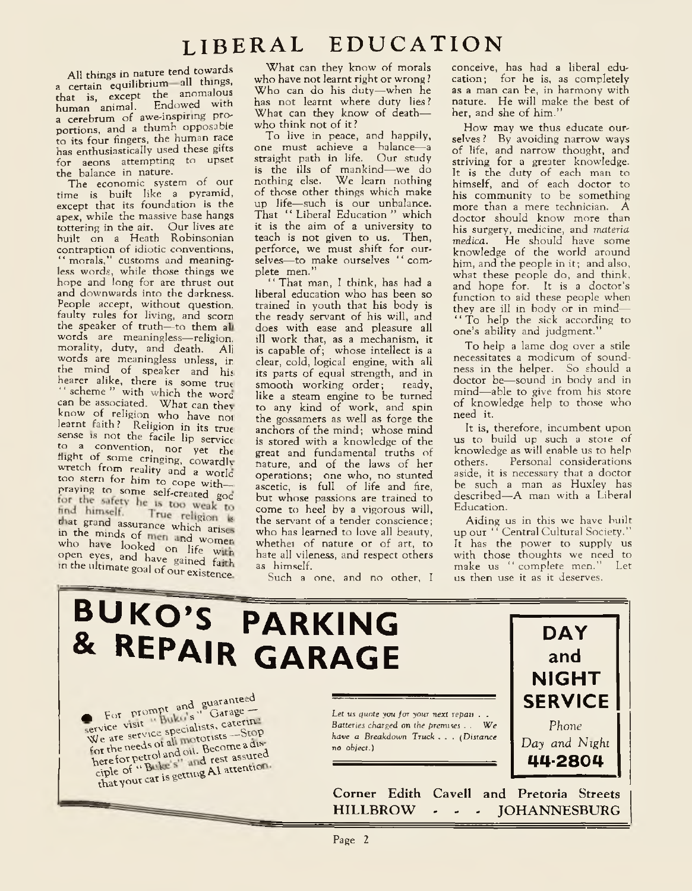# LIBERAL EDUCATION

All things in nature tend towards a certain equilibrium—all things, that is, except the anomalous human animal. Endowed with a cerebrum of awe-inspiring proportions, and a thumb opposable to its four fingers, the human race has enthusiastically used these gifts for aeons attempting to upset the balance in nature.

The economic system of our time is built like a pyramid, except that its foundation is the apex, while the massive base hangs tottering in the air. Our lives are built on a Heath Robinsonian contraption of idiotic conventions, "morals," customs and meaningless words, while those things we hope and long for are thrust out and downwards into the darkness. People accept, without question, faulty rules for living, and scorn the speaker of truth—to them all words are meaningless—religion, morality, duty, and death. All words are meaningless unless, in the mind of speaker and his hearer alike, there is some true "scheme" with which the word can be associated. What can they know of religion who have not learnt faith? Religion in its true sense is not the facile lip service to a convention, nor yet the flight of some cringing, cowardly wretch from reality and a world too stern for him to cope with—praying to some self-created god for the safety he is too weak to find himself. True religion is that grand assurance which arises in the minds of men and women who have looked on life with open eyes, and have gained faith in the ultimate goal of our existence.

What can they know of morals who have not learnt right or wrong? Who can do his duty—when he has not learnt where duty lies? What can they know of death—who think not of it?

To live in peace, and happily, one must achieve a balance—a straight path in life. Our study is the ills of mankind—we do nothing else. We learn nothing of those other things which make up life—such is our unbalance. That "Liberal Education" which it is the aim of a university to teach is not given to us. Then, perforce, we must shift for ourselves—to make ourselves "complete men."

"That man, I think, has had a liberal education who has been so trained in youth that his body is the ready servant of his will, and does with ease and pleasure all ill work that, as a mechanism, it is capable of; whose intellect is a clear, cold, logical engine, with all its parts of equal strength, and in smooth working order; ready, like a steam engine to be turned to any kind of work, and spin the gossamers as well as forge the anchors of the mind; whose mind is stored with a knowledge of the great and fundamental truths of nature, and of the laws of her operations; one who, no stunted ascetic, is full of life and fire, but whose passions are trained to come to heel by a vigorous will, the servant of a tender conscience; who has learned to love all beauty, whether of nature or of art, to hate all vileness, and respect others as himself.

Such a one, and no other, I conceive, has had a liberal education; for he is, as completely as a man can be, in harmony with nature. He will make the best of her, and she of him."

How may we thus educate ourselves? By avoiding narrow ways of life, and narrow thought, and striving for a greater knowledge. It is the duty of each man to himself, and of each doctor to his community to be something more than a mere technician. A doctor should know more than his surgery, medicine, and *materia medica*. He should have some knowledge of the world around him, and the people in it; and also, what these people do, and think, and hope for. It is a doctor's function to aid these people when they are ill in body or in mind—"To help the sick according to one's ability and judgment."

To help a lame dog over a stile necessitates a modicum of soundness in the helper. So should a doctor be—sound in body and in mind—able to give from his store of knowledge help to those who need it.

It is, therefore, incumbent upon us to build up such a store of knowledge as will enable us to help others. Personal considerations aside, it is necessary that a doctor be such a man as Huxley has described—A man with a Liberal Education.

Aiding us in this we have built up our "Central Cultural Society." It has the power to supply us with those thoughts we need to make us "complete men." Let us then use it as it deserves.

---

# BUKO'S PARKING & REPAIR GARAGE

For prompt and guaranteed service visit "Buko's" Garage — We are service specialists, catering for the needs of all motorists —Stop here for petrol and oil. Become a disciple of "Buko's" and rest assured that your car is getting A1 attention.

*Let us quote you for your next repair . . Batteries charged on the premises . . We have a Breakdown Truck . . . (Distance no object.)*

**DAY and NIGHT SERVICE**

*Phone Day and Night*

**44-2804**

**Corner Edith Cavell and Pretoria Streets**
**HILLBROW - - - JOHANNESBURG**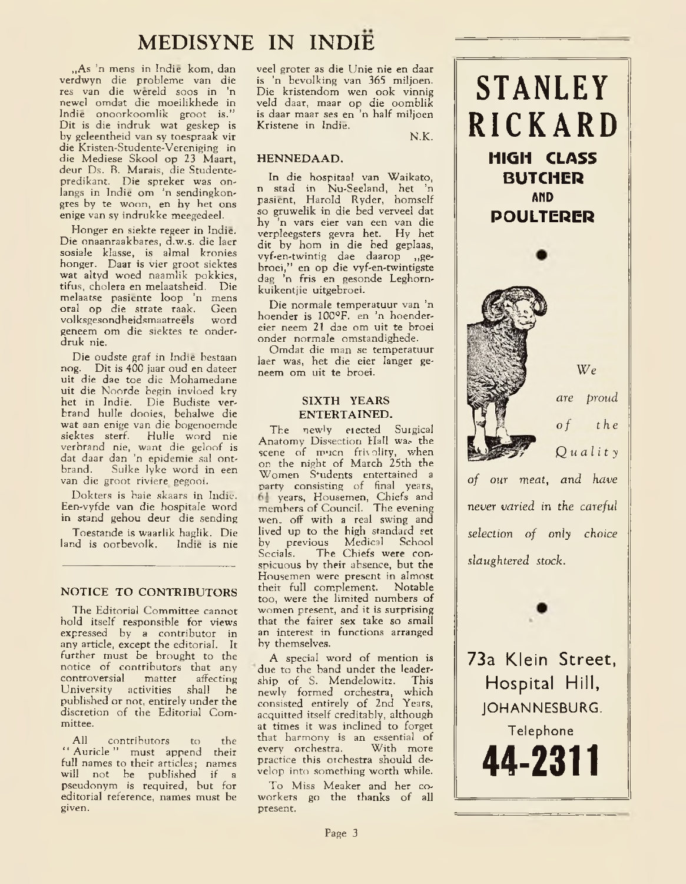# MEDISYNE IN INDIË

„As 'n mens in Indië kom, dan verdwyn die probleme van die res van die wêreld soos in 'n newel omdat die moeilikhede in Indië onoorkoomlik groot is." Dit is die indruk wat geskep is by geleentheid van sy toespraak vir die Kristen-Studente-Vereniging in die Mediese Skool op 23 Maart, deur Ds. B. Marais, die Studentepredikant. Die spreker was onlangs in Indië om 'n sendingkongres by te woon, en hy het ons enige van sy indrukke meegedeel.

Honger en siekte regeer in Indië. Die onaanraakbares, d.w.s. die laer sosiale klasse, is almal kronies honger. Daar is vier groot siektes wat altyd woed naamlik pokkies, tifus, cholera en melaatsheid. Die melaatse pasiënte loop 'n mens oral op die strate raak. Geen volksgesondheidsmaatreëls word geneem om die siektes te onderdruk nie.

Die oudste graf in Indië bestaan nog. Dit is 400 jaar oud en dateer uit die dae toe die Mohamedane uit die Noorde begin invloed kry het in Indië. Die Budiste verbrand hulle dooies, behalwe die wat aan enige van die bogenoemde siektes sterf. Hulle word nie verbrand nie, want die geloof is dat daar dan 'n epidemie sal ontbrand. Sulke lyke word in een van die groot riviere gegooi.

Dokters is baie skaars in Indië. Een-vyfde van die hospitale word in stand gehou deur die sending

Toestande is waarlik haglik. Die land is oorbevolk. Indië is nie veel groter as die Unie nie en daar is 'n bevolking van 365 miljoen. Die kristendom wen ook vinnig veld daar, maar op die oomblik is daar maar ses en 'n half miljoen Kristene in Indië.

N.K.

## NOTICE TO CONTRIBUTORS

The Editorial Committee cannot hold itself responsible for views expressed by a contributor in any article, except the editorial. It further must be brought to the notice of contributors that any controversial matter affecting University activities shall be published or not, entirely under the discretion of the Editorial Committee.

All contributors to the "Auricle" must append their full names to their articles; names will not be published if a pseudonym is required, but for editorial reference, names must be given.

## HENNEDAAD.

In die hospitaal van Waikato, 'n stad in Nu-Seeland, het 'n pasiënt, Harold Ryder, homself so gruwelik in die bed verveel dat hy 'n vars eier van een van die verpleegsters gevra het. Hy het dit by hom in die bed geplaas, vyf-en-twintig dae daarop „gebroei," en op die vyf-en-twintigste dag 'n fris en gesonde Leghornkuikentjie uitgebroei.

Die normale temperatuur van 'n hoender is 100°F. en 'n hoendereier neem 21 dae om uit te broei onder normale omstandighede.

Omdat die man se temperatuur laer was, het die eier langer geneem om uit te broei.

## SIXTH YEARS ENTERTAINED.

The newly erected Surgical Anatomy Dissection Hall was the scene of much frivolity, when on the night of March 25th the Women Students entertained a party consisting of final years, 6½ years, Housemen, Chiefs and members of Council. The evening went off with a real swing and lived up to the high standard set by previous Medical School Socials. The Chiefs were conspicuous by their absence, but the Housemen were present in almost their full complement. Notable too, were the limited numbers of women present, and it is surprising that the fairer sex take so small an interest in functions arranged by themselves.

A special word of mention is due to the band under the leadership of S. Mendelowitz. This newly formed orchestra, which consisted entirely of 2nd Years, acquitted itself creditably, although at times it was inclined to forget that harmony is an essential of every orchestra. With more practice this orchestra should develop into something worth while.

To Miss Meaker and her co-workers go the thanks of all present.

---

**STANLEY RICKARD**

**HIGH CLASS BUTCHER AND POULTERER**

*We are proud of the Quality of our meat, and have never varied in the careful selection of only choice slaughtered stock.*

73a Klein Street,
Hospital Hill,
JOHANNESBURG.

Telephone
**44-2311**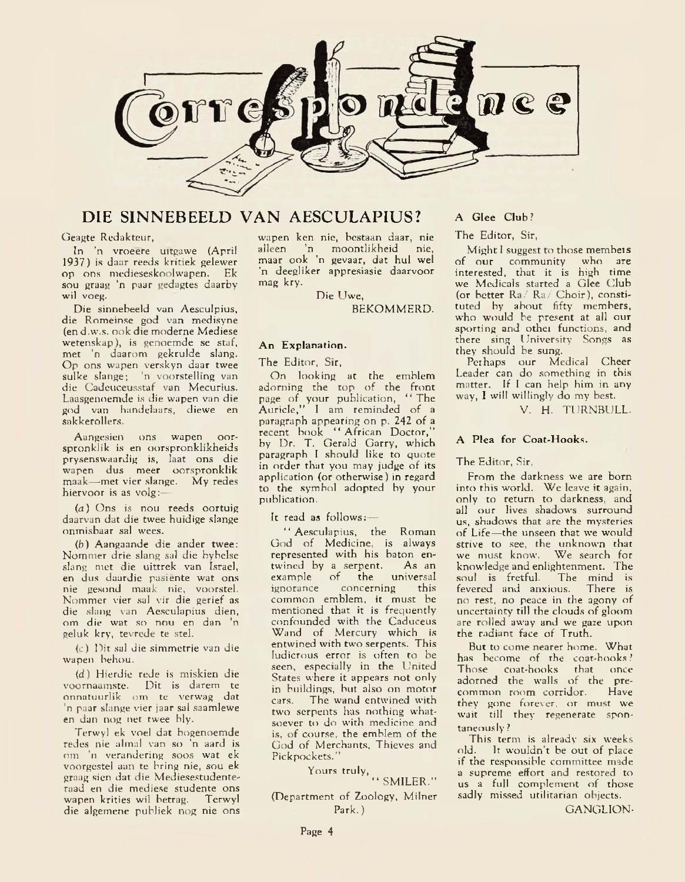# Correspondence

## DIE SINNEBEELD VAN AESCULAPIUS?

Geagte Redakteur,

In 'n vroeere uitgawe (April 1937) is daar reeds kritiek gelewer op ons medieseskoolwapen. Ek sou graag 'n paar gedagtes daarby wil voeg.

Die sinnebeeld van Aesculpius, die Romeinse god van medisyne (en d.w.s. ook die moderne Mediese wetenskap), is genoemde se staf, met 'n daarom gekrulde slang. Op ons wapen verskyn daar twee sulke slange; 'n voorstelling van die Cadeceusstaf van Mecurius. Laasgenoemde is die wapen van die god van handelaars, diewe en sakkerollers.

Aangesien ons wapen oorspronklik is en oorspronklikheids prysenswaardig is, laat ons die wapen dus meer oorspronklik maak—met vier slange. My redes hiervoor is as volg:—

(*a*) Ons is nou reeds oortuig daarvan dat die twee huidige slange onmisbaar sal wees.

(*b*) Aangaande die ander twee: Nommer drie slang sal die bybelse slang met die uittrek van Israel, en dus daardie pasiente wat ons nie gesond maak nie, voorstel. Nommer vier sal vir die gerief as die slang van Aesculapius dien, om die wat so nou en dan 'n geluk kry, tevrede te stel.

(*c*) Dit sal die simmetrie van die wapen behou.

(*d*) Hierdie rede is miskien die voornaamste. Dit is darem te onnatuurlik om te verwag dat 'n paar slange vier jaar sal saamlewe en dan nog net twee bly.

Terwyl ek voel dat bogenoemde redes nie almal van so 'n aard is om 'n verandering soos wat ek voorgestel aan te bring nie, sou ek graag sien dat die Mediesestudenteraad en die mediese studente ons wapen krities wil betrag. Terwyl die algemene publiek nog nie ons wapen ken nie, bestaan daar, nie alleen 'n moontlikheid nie, maar ook 'n gevaar, dat hul wel 'n deegliker appresiasie daarvoor mag kry.

Die Uwe,

BEKOMMERD.

### An Explanation.

The Editor, Sir,

On looking at the emblem adorning the top of the front page of your publication, "The Auricle," I am reminded of a paragraph appearing on p. 242 of a recent book "African Doctor," by Dr. T. Gerald Garry, which paragraph I should like to quote in order that you may judge of its application (or otherwise) in regard to the symbol adopted by your publication.

It read as follows:—

"Aesculapius, the Roman God of Medicine, is always represented with his baton entwined by a serpent. As an example of the universal ignorance concerning this common emblem, it must be mentioned that it is frequently confounded with the Caduceus Wand of Mercury which is entwined with two serpents. This ludicrous error is often to be seen, especially in the United States where it appears not only in buildings, but also on motor cars. The wand entwined with two serpents has nothing whatsoever to do with medicine and is, of course, the emblem of the God of Merchants, Thieves and Pickpockets."

Yours truly,

"SMILER."

(Department of Zoology, Milner Park.)

### A Glee Club?

The Editor, Sir,

Might I suggest to those members of our community who are interested, that it is high time we Medicals started a Glee Club (or better Ra/ Ra/ Choir), constituted by about fifty members, who would be present at all our sporting and other functions, and there sing University Songs as they should be sung.

Perhaps our Medical Cheer Leader can do something in this matter. If I can help him in any way, I will willingly do my best.

V. H. TURNBULL.

### A Plea for Coat-Hooks.

The Editor, Sir,

From the darkness we are born into this world. We leave it again, only to return to darkness, and all our lives shadows surround us, shadows that are the mysteries of Life—the unseen that we would strive to see, the unknown that we must know. We search for knowledge and enlightenment. The soul is fretful. The mind is fevered and anxious. There is no rest, no peace in the agony of uncertainty till the clouds of gloom are rolled away and we gaze upon the radiant face of Truth.

But to come nearer home. What has become of the coat-hooks? Those coat-hooks that once adorned the walls of the pre-common room corridor. Have they gone forever, or must we wait till they regenerate spontaneously?

This term is already six weeks old. It wouldn't be out of place if the responsible committee made a supreme effort and restored to us a full complement of those sadly missed utilitarian objects.

GANGLION.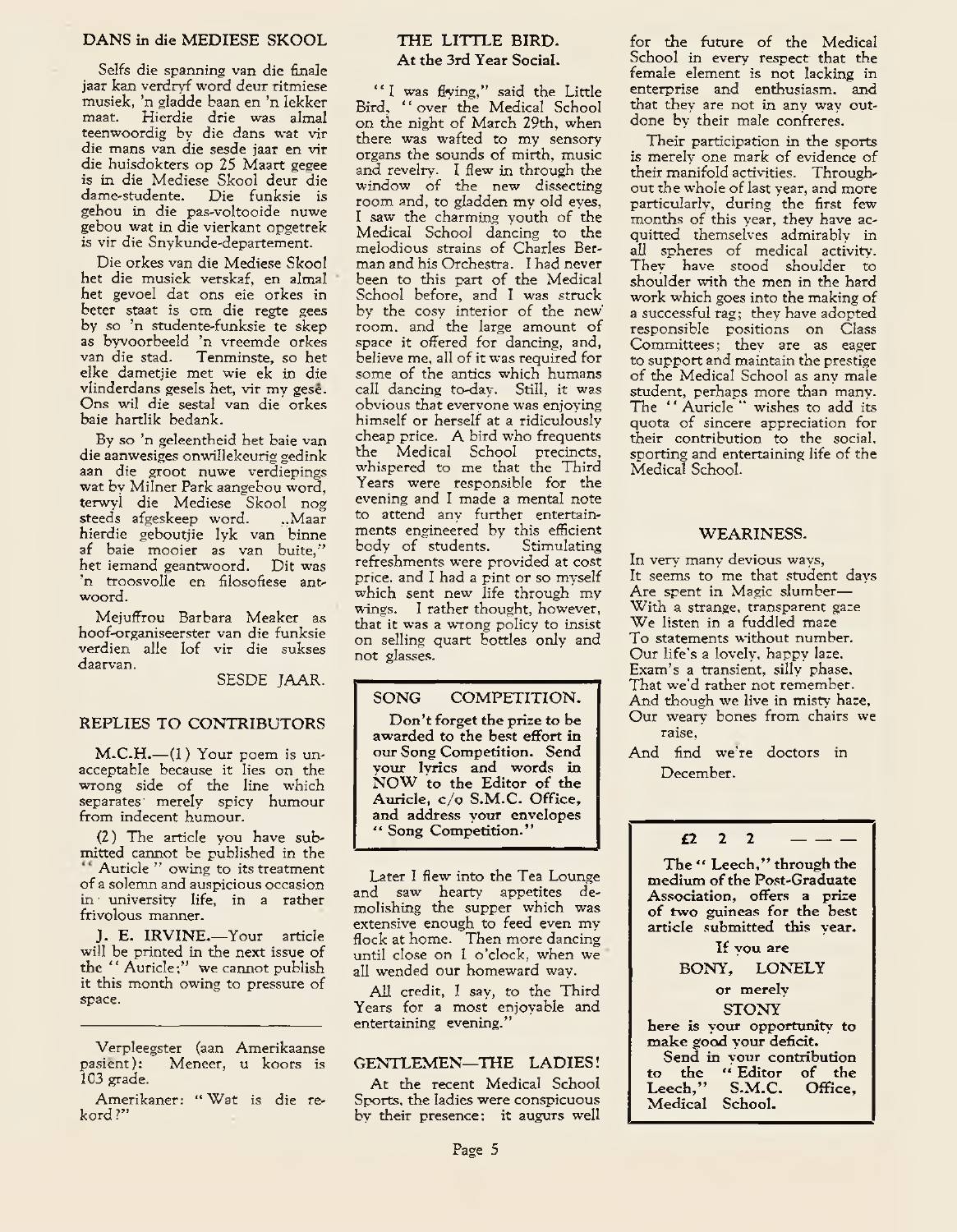## DANS in die MEDIESE SKOOL

Selfs die spanning van die finale jaar kan verdryf word deur ritmiese musiek, 'n gladde baan en 'n lekker maat. Hierdie drie was almal teenwoordig by die dans wat vir die mans van die sesde jaar en vir die huisdokters op 25 Maart gegee is in die Mediese Skool deur die dame-studente. Die funksie is gehou in die pas-voltooide nuwe gebou wat in die vierkant opgetrek is vir die Snykunde-departement.

Die orkes van die Mediese Skool het die musiek verskaf, en almal het gevoel dat ons eie orkes in beter staat is om die regte gees by so 'n studente-funksie te skep as byvoorbeeld 'n vreemde orkes van die stad. Tenminste, so het elke dametjie met wie ek in die vlinderdans gesels het, vir my gesê. Ons wil die sestal van die orkes baie hartlik bedank.

By so 'n geleentheid het baie van die aanwesiges onwillekeurig gedink aan die groot nuwe verdiepings wat by Milner Park aangebou word, terwyl die Mediese Skool nog steeds afgeskeep word. ..Maar hierdie geboutjie lyk van binne af baie mooier as van buite," het iemand geantwoord. Dit was 'n troosvolle en filosofiese antwoord.

Mejuffrou Barbara Meaker as hoof-organiseerster van die funksie verdien alle lof vir die sukses daarvan.

SESDE JAAR.

## REPLIES TO CONTRIBUTORS

M.C.H.—(1) Your poem is unacceptable because it lies on the wrong side of the line which separates merely spicy humour from indecent humour.

(2) The article you have submitted cannot be published in the " Auricle " owing to its treatment of a solemn and auspicious occasion in university life, in a rather frivolous manner.

J. E. IRVINE.—Your article will be printed in the next issue of the " Auricle;" we cannot publish it this month owing to pressure of space.

---

Verpleegster (aan Amerikaanse pasiënt): Meneer, u koors is 103 grade.

Amerikaner: " Wat is die rekord?"

## THE LITTLE BIRD.
### At the 3rd Year Social.

" I was flying," said the Little Bird, " over the Medical School on the night of March 29th, when there was wafted to my sensory organs the sounds of mirth, music and revelry. I flew in through the window of the new dissecting room and, to gladden my old eyes, I saw the charming youth of the Medical School dancing to the melodious strains of Charles Berman and his Orchestra. I had never been to this part of the Medical School before, and I was struck by the cosy interior of the new room, and the large amount of space it offered for dancing, and, believe me, all of it was required for some of the antics which humans call dancing to-day. Still, it was obvious that everyone was enjoying himself or herself at a ridiculously cheap price. A bird who frequents the Medical School precincts, whispered to me that the Third Years were responsible for the evening and I made a mental note to attend any further entertainments engineered by this efficient body of students. Stimulating refreshments were provided at cost price, and I had a pint or so myself which sent new life through my wings. I rather thought, however, that it was a wrong policy to insist on selling quart bottles only and not glasses.

Later I flew into the Tea Lounge and saw hearty appetites demolishing the supper which was extensive enough to feed even my flock at home. Then more dancing until close on 1 o'clock, when we all wended our homeward way.

All credit, I say, to the Third Years for a most enjoyable and entertaining evening."

### SONG COMPETITION.

**Don't forget the prize to be awarded to the best effort in our Song Competition. Send your lyrics and words in NOW to the Editor of the Auricle, c/o S.M.C. Office, and address your envelopes " Song Competition."**

## GENTLEMEN—THE LADIES!

At the recent Medical School Sports, the ladies were conspicuous by their presence: it augurs well for the future of the Medical School in every respect that the female element is not lacking in enterprise and enthusiasm, and that they are not in any way outdone by their male confreres.

Their participation in the sports is merely one mark of evidence of their manifold activities. Throughout the whole of last year, and more particularly, during the first few months of this year, they have acquitted themselves admirably in all spheres of medical activity. They have stood shoulder to shoulder with the men in the hard work which goes into the making of a successful rag; they have adopted responsible positions on Class Committees; they are as eager to support and maintain the prestige of the Medical School as any male student, perhaps more than many. The " Auricle " wishes to add its quota of sincere appreciation for their contribution to the social, sporting and entertaining life of the Medical School.

## WEARINESS.

In very many devious ways,
It seems to me that student days
Are spent in Magic slumber—
With a strange, transparent gaze
We listen in a fuddled maze
To statements without number.
Our life's a lovely, happy laze,
Exam's a transient, silly phase,
That we'd rather not remember.
And though we live in misty haze,
Our weary bones from chairs we raise,
And find we're doctors in December.

### £2 2 2 — — —

**The " Leech," through the medium of the Post-Graduate Association, offers a prize of two guineas for the best article submitted this year.**

**If you are**

**BONY, LONELY**

**or merely**

**STONY**

**here is your opportunity to make good your deficit.**

**Send in your contribution to the " Editor of the Leech," S.M.C. Office, Medical School.**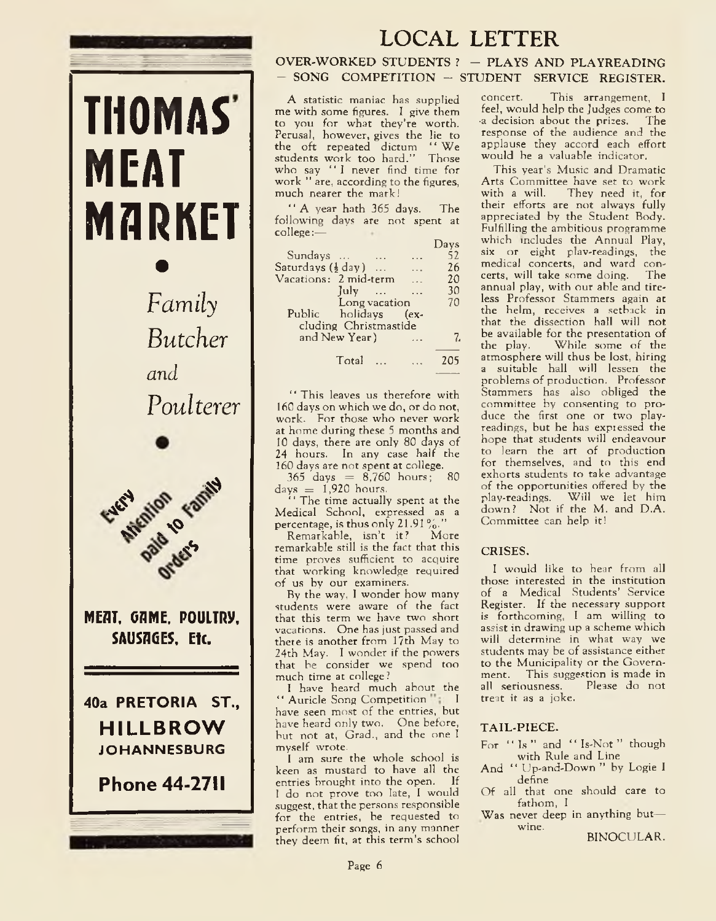# THOMAS' MEAT MARKET

*Family Butcher and Poulterer*

Every Attention paid to Family Orders

**MEAT, GAME, POULTRY, SAUSAGES, Etc.**

**40a PRETORIA ST., HILLBROW JOHANNESBURG**

**Phone 44-2711**

# LOCAL LETTER

## OVER-WORKED STUDENTS ? — PLAYS AND PLAYREADING — SONG COMPETITION — STUDENT SERVICE REGISTER.

A statistic maniac has supplied me with some figures. I give them to you for what they're worth. Perusal, however, gives the lie to the oft repeated dictum "We students work too hard." Those who say "I never find time for work" are, according to the figures, much nearer the mark!

"A year hath 365 days. The following days are not spent at college:—

| | Days |
|---|---|
| Sundays ... | 52 |
| Saturdays (½ day) ... | 26 |
| Vacations: 2 mid-term | 20 |
| July ... | 30 |
| Long vacation | 70 |
| Public holidays (excluding Christmastide and New Year) | 7 |
| Total ... | 205 |

"This leaves us therefore with 160 days on which we do, or do not, work. For those who never work at home during these 5 months and 10 days, there are only 80 days of 24 hours. In any case half the 160 days are not spent at college.

365 days = 8,760 hours; 80 days = 1,920 hours.

"The time actually spent at the Medical School, expressed as a percentage, is thus only 21.91%."

Remarkable, isn't it? More remarkable still is the fact that this time proves sufficient to acquire that working knowledge required of us by our examiners.

By the way, I wonder how many students were aware of the fact that this term we have two short vacations. One has just passed and there is another from 17th May to 24th May. I wonder if the powers that be consider we spend too much time at college?

I have heard much about the "Auricle Song Competition"; I have seen most of the entries, but have heard only two. One before, but not at, Grad., and the one I myself wrote.

I am sure the whole school is keen as mustard to have all the entries brought into the open. If I do not prove too late, I would suggest, that the persons responsible for the entries, be requested to perform their songs, in any manner they deem fit, at this term's school concert. This arrangement, I feel, would help the Judges come to a decision about the prizes. The response of the audience and the applause they accord each effort would be a valuable indicator.

This year's Music and Dramatic Arts Committee have set to work with a will. They need it, for their efforts are not always fully appreciated by the Student Body. Fulfilling the ambitious programme which includes the Annual Play, six or eight play-readings, the medical concerts, and ward concerts, will take some doing. The annual play, with our able and tireless Professor Stammers again at the helm, receives a setback in that the dissection hall will not be available for the presentation of the play. While some of the atmosphere will thus be lost, hiring a suitable hall will lessen the problems of production. Professor Stammers has also obliged the committee by consenting to produce the first one or two play-readings, but he has expressed the hope that students will endeavour to learn the art of production for themselves, and to this end exhorts students to take advantage of the opportunities offered by the play-readings. Will we let him down? Not if the M. and D.A. Committee can help it!

### CRISES.

I would like to hear from all those interested in the institution of a Medical Students' Service Register. If the necessary support is forthcoming, I am willing to assist in drawing up a scheme which will determine in what way we students may be of assistance either to the Municipality or the Government. This suggestion is made in all seriousness. Please do not treat it as a joke.

### TAIL-PIECE.

For "Is" and "Is-Not" though with Rule and Line
And "Up-and-Down" by Logie I define
Of all that one should care to fathom, I
Was never deep in anything but— wine.

BINOCULAR.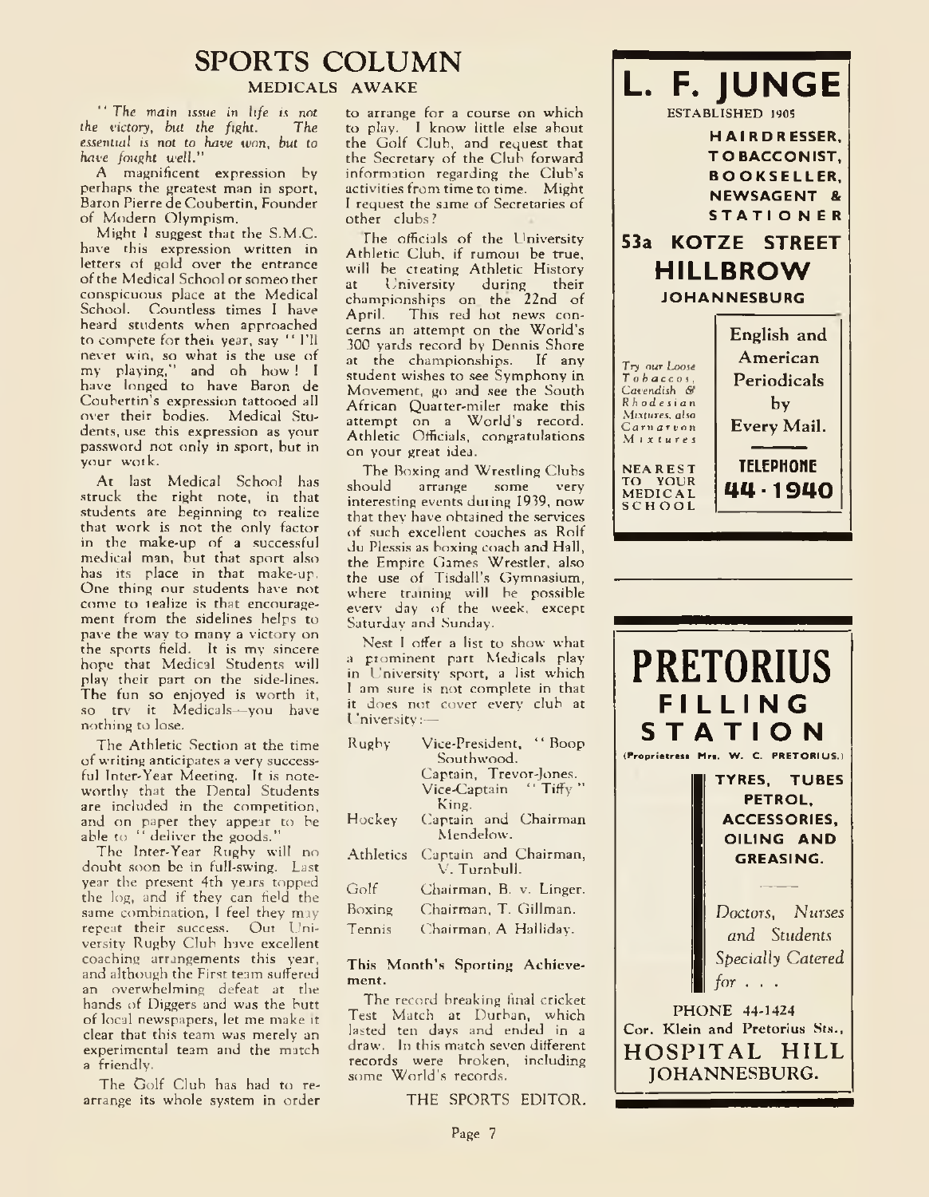# SPORTS COLUMN

## MEDICALS AWAKE

*"The main issue in life is not the victory, but the fight. The essential is not to have won, but to have fought well."*

A magnificent expression by perhaps the greatest man in sport, Baron Pierre de Coubertin, Founder of Modern Olympism.

Might I suggest that the S.M.C. have this expression written in letters of gold over the entrance of the Medical School or someother conspicuous place at the Medical School. Countless times I have heard students when approached to compete for their year, say "I'll never win, so what is the use of my playing," and oh how! I have longed to have Baron de Coubertin's expression tattooed all over their bodies. Medical Students, use this expression as your password not only in sport, but in your work.

At last Medical School has struck the right note, in that students are beginning to realize that work is not the only factor in the make-up of a successful medical man, but that sport also has its place in that make-up. One thing our students have not come to realize is that encouragement from the sidelines helps to pave the way to many a victory on the sports field. It is my sincere hope that Medical Students will play their part on the side-lines. The fun so enjoyed is worth it, so try it Medicals—you have nothing to lose.

The Athletic Section at the time of writing anticipates a very successful Inter-Year Meeting. It is noteworthy that the Dental Students are included in the competition, and on paper they appear to be able to "deliver the goods."

The Inter-Year Rugby will no doubt soon be in full-swing. Last year the present 4th years topped the log, and if they can field the same combination, I feel they may repeat their success. Our University Rugby Club have excellent coaching arrangements this year, and although the First team suffered an overwhelming defeat at the hands of Diggers and was the butt of local newspapers, let me make it clear that this team was merely an experimental team and the match a friendly.

The Golf Club has had to re-arrange its whole system in order to arrange for a course on which to play. I know little else about the Golf Club, and request that the Secretary of the Club forward information regarding the Club's activities from time to time. Might I request the same of Secretaries of other clubs?

The officials of the University Athletic Club, if rumour be true, will be creating Athletic History at University during their championships on the 22nd of April. This red hot news concerns an attempt on the World's 300 yards record by Dennis Shore at the championships. If any student wishes to see Symphony in Movement, go and see the South African Quarter-miler make this attempt on a World's record. Athletic Officials, congratulations on your great idea.

The Boxing and Wrestling Clubs should arrange some very interesting events during 1939, now that they have obtained the services of such excellent coaches as Rolf du Plessis as boxing coach and Hall, the Empire Games Wrestler, also the use of Tisdall's Gymnasium, where training will be possible every day of the week, except Saturday and Sunday.

Next I offer a list to show what a prominent part Medicals play in University sport, a list which I am sure is not complete in that it does not cover every club at University:—

| | |
|---|---|
| Rugby | Vice-President, "Boop" Southwood. |
| | Captain, Trevor-Jones. |
| | Vice-Captain "Tiffy" King. |
| Hockey | Captain and Chairman Mendelow. |
| Athletics | Captain and Chairman, V. Turnbull. |
| Golf | Chairman, B. v. Linger. |
| Boxing | Chairman, T. Gillman. |
| Tennis | Chairman, A. Halliday. |

**This Month's Sporting Achievement.**

The record breaking final cricket Test Match at Durban, which lasted ten days and ended in a draw. In this match seven different records were broken, including some World's records.

THE SPORTS EDITOR.

---

# L. F. JUNGE

ESTABLISHED 1905

**HAIRDRESSER, TOBACCONIST, BOOKSELLER, NEWSAGENT & STATIONER**

## 53a KOTZE STREET HILLBROW

**JOHANNESBURG**

*Try our Loose Tobaccos, Cavendish & Rhodesian Mixtures, also Carnarvon Mixtures*

NEAREST TO YOUR MEDICAL SCHOOL

English and American Periodicals by Every Mail.

**TELEPHONE 44-1940**

---

# PRETORIUS FILLING STATION

(Proprietress Mrs. W. C. PRETORIUS.)

**TYRES, TUBES PETROL, ACCESSORIES, OILING AND GREASING.**

*Doctors, Nurses and Students Specially Catered for . . .*

PHONE 44-1424

Cor. Klein and Pretorius Sts.,

HOSPITAL HILL

JOHANNESBURG.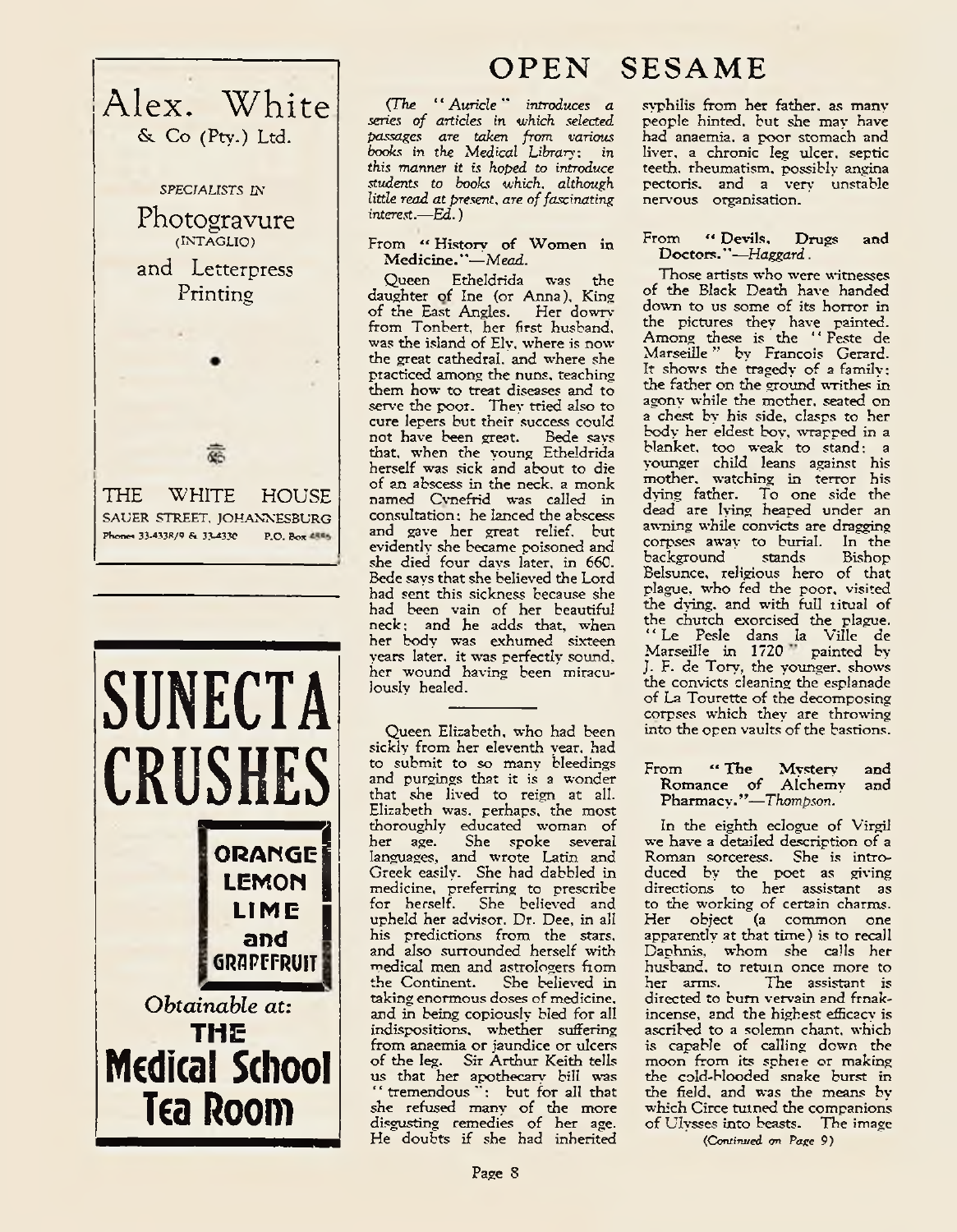Alex. White
& Co (Pty.) Ltd.

*SPECIALISTS IN*

Photogravure
(INTAGLIO)

and Letterpress Printing

THE WHITE HOUSE
SAUER STREET, JOHANNESBURG
Phones 33-4338/9 & 33-4330 P.O. Box 4886

---

**SUNECTA CRUSHES**

ORANGE
LEMON
LIME
and
GRAPEFRUIT

*Obtainable at:*

**THE Medical School Tea Room**

---

# OPEN SESAME

*(The "Auricle" introduces a series of articles in which selected passages are taken from various books in the Medical Library: in this manner it is hoped to introduce students to books which, although little read at present, are of fascinating interest.—Ed.)*

### From "History of Women in Medicine."—*Mead.*

Queen Etheldrida was the daughter of Ine (or Anna), King of the East Angles. Her dowry from Tonbert, her first husband, was the island of Ely, where is now the great cathedral, and where she practiced among the nuns, teaching them how to treat diseases and to serve the poor. They tried also to cure lepers but their success could not have been great. Bede says that, when the young Etheldrida herself was sick and about to die of an abscess in the neck, a monk named Cynefrid was called in consultation; he lanced the abscess and gave her great relief, but evidently she became poisoned and she died four days later, in 660. Bede says that she believed the Lord had sent this sickness because she had been vain of her beautiful neck; and he adds that, when her body was exhumed sixteen years later, it was perfectly sound, her wound having been miraculously healed.

---

Queen Elizabeth, who had been sickly from her eleventh year, had to submit to so many bleedings and purgings that it is a wonder that she lived to reign at all. Elizabeth was, perhaps, the most thoroughly educated woman of her age. She spoke several languages, and wrote Latin and Greek easily. She had dabbled in medicine, preferring to prescribe for herself. She believed and upheld her advisor, Dr. Dee, in all his predictions from the stars, and also surrounded herself with medical men and astrologers from the Continent. She believed in taking enormous doses of medicine, and in being copiously bled for all indispositions, whether suffering from anaemia or jaundice or ulcers of the leg. Sir Arthur Keith tells us that her apothecary bill was "tremendous": but for all that she refused many of the more disgusting remedies of her age. He doubts if she had inherited syphilis from her father, as many people hinted, but she may have had anaemia, a poor stomach and liver, a chronic leg ulcer, septic teeth, rheumatism, possibly angina pectoris, and a very unstable nervous organisation.

### From "Devils, Drugs and Doctors."—*Haggard.*

Those artists who were witnesses of the Black Death have handed down to us some of its horror in the pictures they have painted. Among these is the "Peste de Marseille" by Francois Gerard. It shows the tragedy of a family; the father on the ground writhes in agony while the mother, seated on a chest by his side, clasps to her body her eldest boy, wrapped in a blanket, too weak to stand; a younger child leans against his mother, watching in terror his dying father. To one side the dead are lying heaped under an awning while convicts are dragging corpses away to burial. In the background stands Bishop Belsunce, religious hero of that plague, who fed the poor, visited the dying, and with full ritual of the church exorcised the plague. "Le Pesle dans la Ville de Marseille in 1720" painted by J. F. de Tory, the younger, shows the convicts cleaning the esplanade of La Tourette of the decomposing corpses which they are throwing into the open vaults of the bastions.

### From "The Mystery and Romance of Alchemy and Pharmacy."—*Thompson.*

In the eighth eclogue of Virgil we have a detailed description of a Roman sorceress. She is introduced by the poet as giving directions to her assistant as to the working of certain charms. Her object (a common one apparently at that time) is to recall Daphnis, whom she calls her husband, to return once more to her arms. The assistant is directed to burn vervain and frankincense, and the highest efficacy is ascribed to a solemn chant, which is capable of calling down the moon from its sphere or making the cold-blooded snake burst in the field, and was the means by which Circe turned the companions of Ulysses into beasts. The image

*(Continued on Page 9)*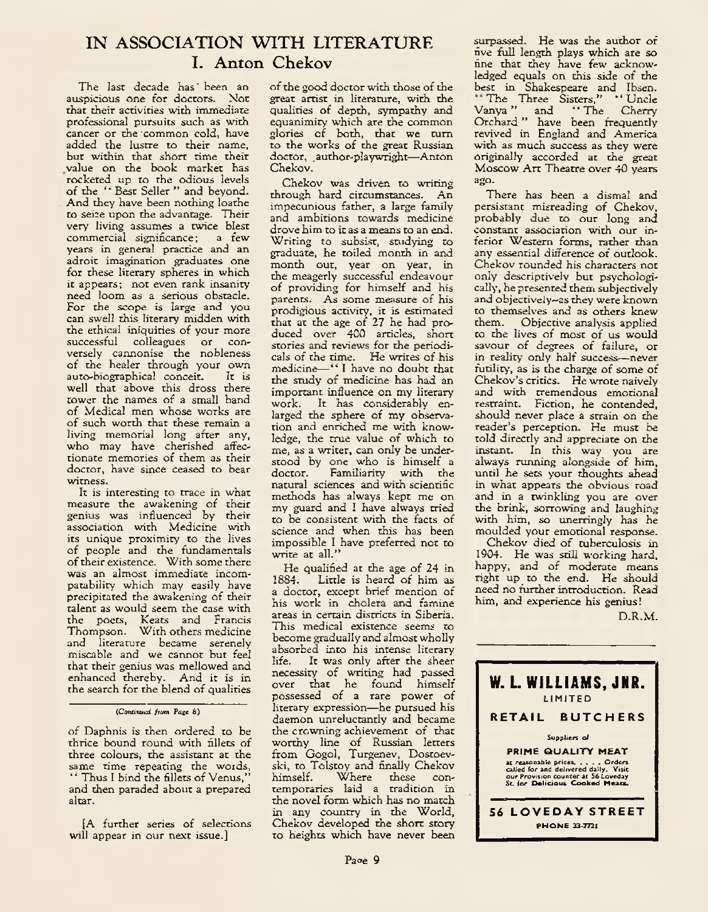# IN ASSOCIATION WITH LITERATURE

## I. Anton Chekov

The last decade has been an auspicious one for doctors. Not that their activities with immediate professional pursuits such as with cancer or the common cold, have added the lustre to their name, but within that short time their value on the book market has rocketed up to the odious levels of the "Best Seller" and beyond. And they have been nothing loathe to seize upon the advantage. Their very living assumes a twice blest commercial significance; a few years in general practice and an adroit imagination graduates one for these literary spheres in which it appears; not even rank insanity need loom as a serious obstacle. For the scope is large and you can swell this literary midden with the ethical iniquities of your more successful colleagues or conversely cannonise the nobleness of the healer through your own auto-biographical conceit. It is well that above this dross there tower the names of a small band of Medical men whose works are of such worth that these remain a living memorial long after any, who may have cherished affectionate memories of them as their doctor, have since ceased to bear witness.

It is interesting to trace in what measure the awakening of their genius was influenced by their association with Medicine with its unique proximity to the lives of people and the fundamentals of their existence. With some there was an almost immediate incompatability which may easily have precipitated the awakening of their talent as would seem the case with the poets, Keats and Francis Thompson. With others medicine and literature became serenely miscable and we cannot but feel that their genius was mellowed and enhanced thereby. And it is in the search for the blend of qualities of the good doctor with those of the great artist in literature, with the qualities of depth, sympathy and equanimity which are the common glories of both, that we turn to the works of the great Russian doctor, author-playwright—Anton Chekov.

Chekov was driven to writing through hard circumstances. An impecunious father, a large family and ambitions towards medicine drove him to it as a means to an end. Writing to subsist, studying to graduate, he toiled month in and month out, year on year, in the meagerly successful endeavour of providing for himself and his parents. As some measure of his prodigious activity, it is estimated that at the age of 27 he had produced over 400 articles, short stories and reviews for the periodicals of the time. He writes of his medicine—"I have no doubt that the study of medicine has had an important influence on my literary work. It has considerably enlarged the sphere of my observation and enriched me with knowledge, the true value of which to me, as a writer, can only be understood by one who is himself a doctor. Familiarity with the natural sciences and with scientific methods has always kept me on my guard and I have always tried to be consistent with the facts of science and when this has been impossible I have preferred not to write at all."

He qualified at the age of 24 in 1884. Little is heard of him as a doctor, except brief mention of his work in cholera and famine areas in certain districts in Siberia. This medical existence seems to become gradually and almost wholly absorbed into his intense literary life. It was only after the sheer necessity of writing had passed over that he found himself possessed of a rare power of literary expression—he pursued his daemon unreluctantly and became the crowning achievement of that worthy line of Russian letters from Gogol, Turgenev, Dostoevski, to Tolstoy and finally Chekov himself. Where these contemporaries laid a tradition in the novel form which has no match in any country in the World, Chekov developed the short story to heights which have never been surpassed. He was the author of five full length plays which are so fine that they have few acknowledged equals on this side of the best in Shakespeare and Ibsen. "The Three Sisters," "Uncle Vanya" and "The Cherry Orchard" have been frequently revived in England and America with as much success as they were originally accorded at the great Moscow Art Theatre over 40 years ago.

There has been a dismal and persistant misreading of Chekov, probably due to our long and constant association with our inferior Western forms, rather than any essential difference of outlook. Chekov rounded his characters not only descriptively but psychologically, he presented them subjectively and objectively—as they were known to themselves and as others knew them. Objective analysis applied to the lives of most of us would savour of degrees of failure, or in reality only half success—never futility, as is the charge of some of Chekov's critics. He wrote naively and with tremendous emotional restraint. Fiction, he contended, should never place a strain on the reader's perception. He must be told directly and appreciate on the instant. In this way you are always running alongside of him, until he sets your thoughts ahead in what appears the obvious road and in a twinkling you are over the brink, sorrowing and laughing with him, so unerringly has he moulded your emotional response.

Chekov died of tuberculosis in 1904. He was still working hard, happy, and of moderate means right up to the end. He should need no further introduction. Read him, and experience his genius!

D.R.M.

---

*(Continued from Page 8)*

of Daphnis is then ordered to be thrice bound round with fillets of three colours, the assistant at the same time repeating the words, "Thus I bind the fillets of Venus," and then paraded about a prepared altar.

[A further series of selections will appear in our next issue.]

---

**W. L. WILLIAMS, JNR.**
LIMITED

**RETAIL BUTCHERS**

Suppliers of

**PRIME QUALITY MEAT**

at reasonable prices. . . . . Orders called for and delivered daily. Visit our Provision counter at 56 Loveday St. for **Delicious Cooked Meats.**

**56 LOVEDAY STREET**

PHONE 33-7721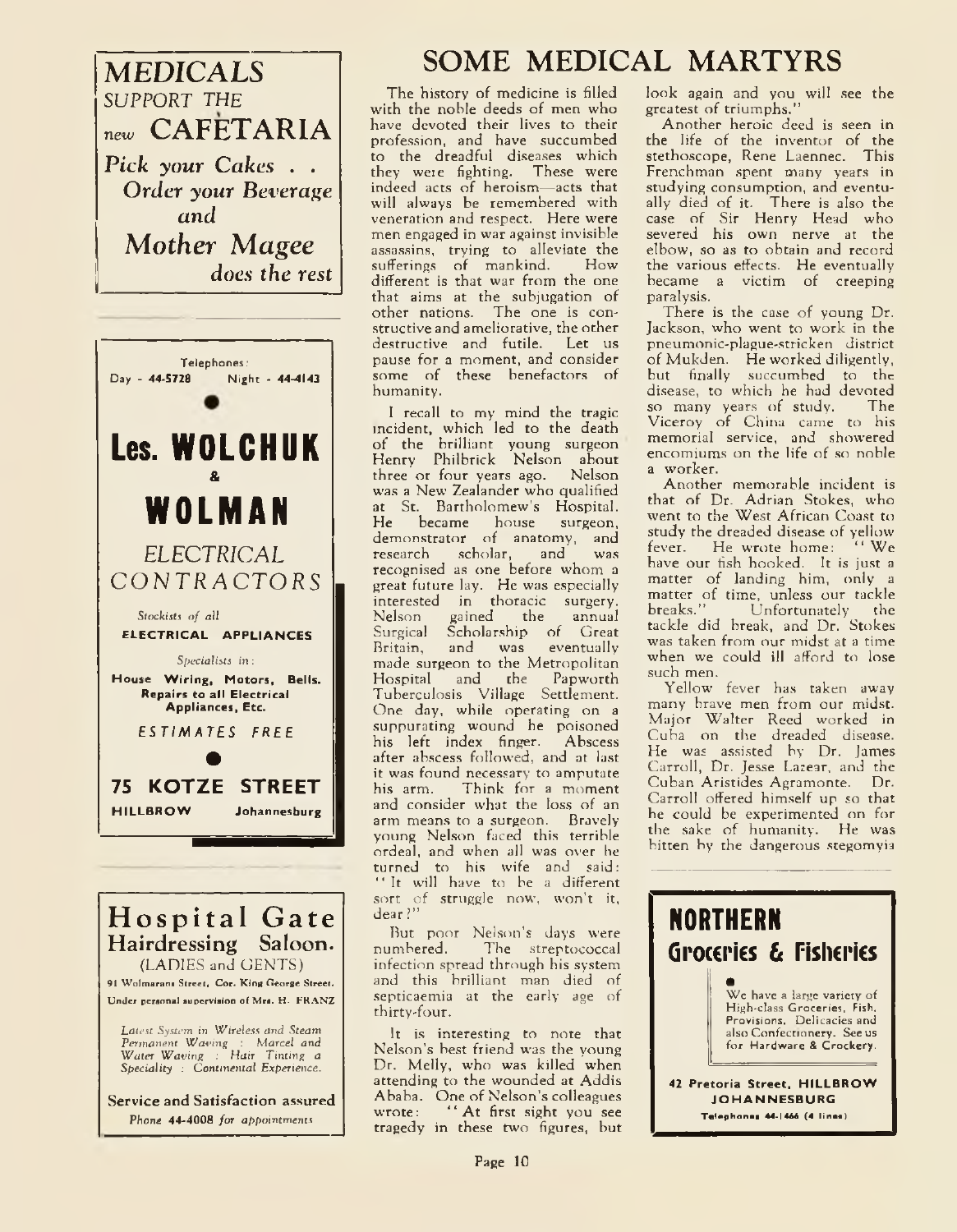# SOME MEDICAL MARTYRS

The history of medicine is filled with the noble deeds of men who have devoted their lives to their profession, and have succumbed to the dreadful diseases which they were fighting. These were indeed acts of heroism—acts that will always be remembered with veneration and respect. Here were men engaged in war against invisible assassins, trying to alleviate the sufferings of mankind. How different is that war from the one that aims at the subjugation of other nations. The one is constructive and ameliorative, the other destructive and futile. Let us pause for a moment, and consider some of these benefactors of humanity.

I recall to my mind the tragic incident, which led to the death of the brilliant young surgeon Henry Philbrick Nelson about three or four years ago. Nelson was a New Zealander who qualified at St. Bartholomew's Hospital. He became house surgeon, demonstrator of anatomy, and research scholar, and was recognised as one before whom a great future lay. He was especially interested in thoracic surgery. Nelson gained the annual Surgical Scholarship of Great Britain, and was eventually made surgeon to the Metropolitan Hospital and the Papworth Tuberculosis Village Settlement. One day, while operating on a suppurating wound he poisoned his left index finger. Abscess after abscess followed, and at last it was found necessary to amputate his arm. Think for a moment and consider what the loss of an arm means to a surgeon. Bravely young Nelson faced this terrible ordeal, and when all was over he turned to his wife and said: "It will have to be a different sort of struggle now, won't it, dear?"

But poor Nelson's days were numbered. The streptococcal infection spread through his system and this brilliant man died of septicaemia at the early age of thirty-four.

It is interesting to note that Nelson's best friend was the young Dr. Melly, who was killed when attending to the wounded at Addis Ababa. One of Nelson's colleagues wrote: "At first sight you see tragedy in these two figures, but look again and you will see the greatest of triumphs."

Another heroic deed is seen in the life of the inventor of the stethoscope, Rene Laennec. This Frenchman spent many years in studying consumption, and eventually died of it. There is also the case of Sir Henry Head who severed his own nerve at the elbow, so as to obtain and record the various effects. He eventually became a victim of creeping paralysis.

There is the case of young Dr. Jackson, who went to work in the pneumonic-plague-stricken district of Mukden. He worked diligently, but finally succumbed to the disease, to which he had devoted so many years of study. The Viceroy of China came to his memorial service, and showered encomiums on the life of so noble a worker.

Another memorable incident is that of Dr. Adrian Stokes, who went to the West African Coast to study the dreaded disease of yellow fever. He wrote home: "We have our fish hooked. It is just a matter of landing him, only a matter of time, unless our tackle breaks." Unfortunately the tackle did break, and Dr. Stokes was taken from our midst at a time when we could ill afford to lose such men.

Yellow fever has taken away many brave men from our midst. Major Walter Reed worked in Cuba on the dreaded disease. He was assisted by Dr. James Carroll, Dr. Jesse Lazear, and the Cuban Aristides Agramonte. Dr. Carroll offered himself up so that he could be experimented on for the sake of humanity. He was bitten by the dangerous stegomyia

---

*MEDICALS*
*SUPPORT THE*
*new* **CAFETARIA**
*Pick your Cakes . .*
*Order your Beverage*
*and*
*Mother Magee*
*does the rest*

---

Telephones:
Day - 44-5728 Night - 44-4143

**Les. WOLCHUK**
**&**
**WOLMAN**

ELECTRICAL CONTRACTORS

*Stockists of all*
**ELECTRICAL APPLIANCES**

*Specialists in:*
**House Wiring, Motors, Bells.**
**Repairs to all Electrical Appliances, Etc.**

ESTIMATES FREE

**75 KOTZE STREET**
**HILLBROW** **Johannesburg**

---

**Hospital Gate**
**Hairdressing Saloon.**
(LADIES and GENTS)

91 Wolmarans Street, Cor. King George Street.
Under personal supervision of Mrs. H. FRANZ

*Latest System in Wireless and Steam Permanent Waving : Marcel and Water Waving : Hair Tinting a Speciality : Continental Experience.*

**Service and Satisfaction assured**
*Phone 44-4008 for appointments*

---

**NORTHERN**
**Groceries & Fisheries**

We have a large variety of High-class Groceries, Fish, Provisions, Delicacies and also Confectionery. See us for Hardware & Crockery.

**42 Pretoria Street, HILLBROW**
**JOHANNESBURG**
Telephones 44-1466 (4 lines)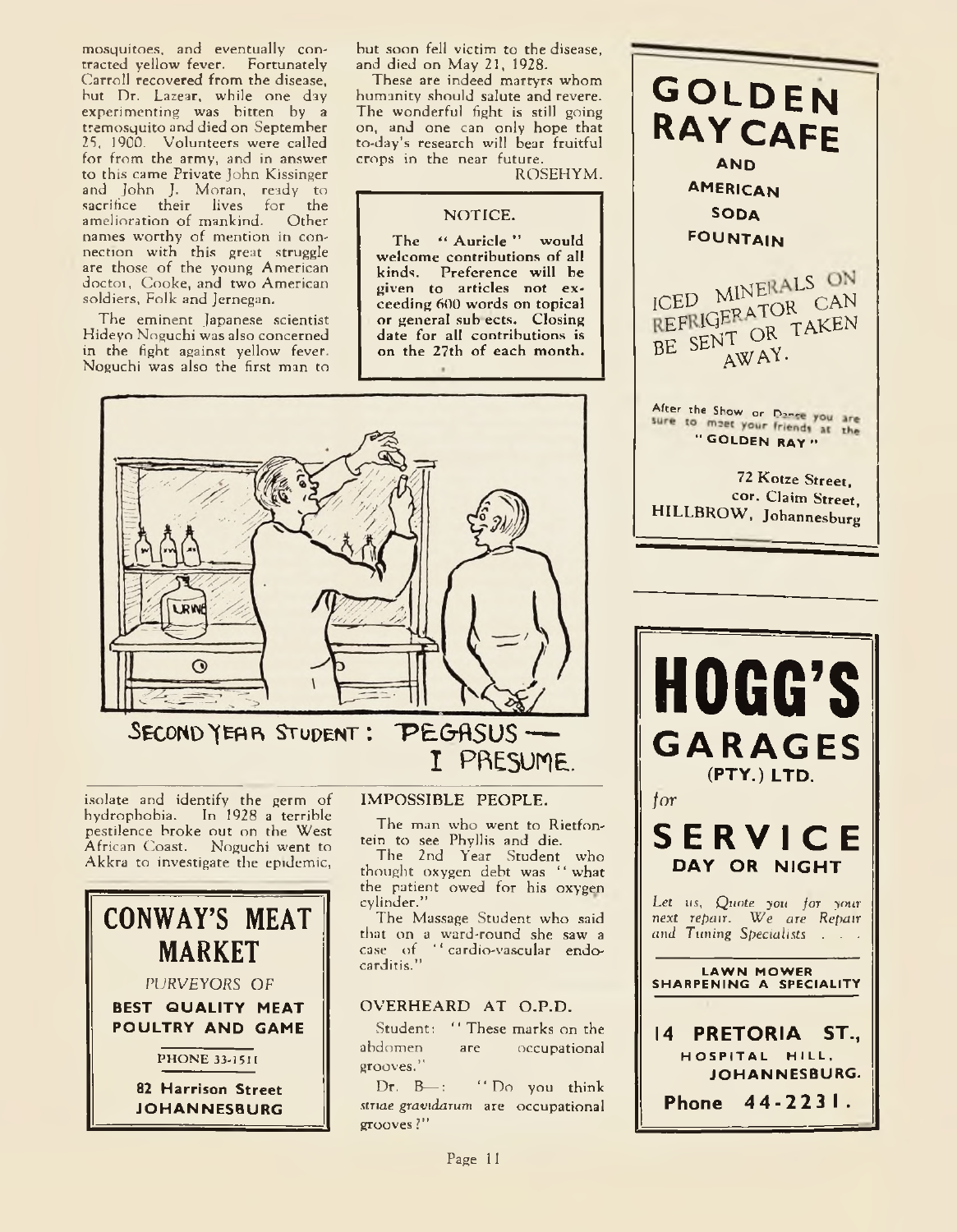mosquitoes, and eventually contracted yellow fever. Fortunately Carroll recovered from the disease, but Dr. Lazear, while one day experimenting was bitten by a tremosquito and died on September 25, 1900. Volunteers were called for from the army, and in answer to this came Private John Kissinger and John J. Moran, ready to sacrifice their lives for the amelioration of mankind. Other names worthy of mention in connection with this great struggle are those of the young American doctor, Cooke, and two American soldiers, Folk and Jernegan.

The eminent Japanese scientist Hideyo Noguchi was also concerned in the fight against yellow fever. Noguchi was also the first man to isolate and identify the germ of hydrophobia. In 1928 a terrible pestilence broke out on the West African Coast. Noguchi went to Akkra to investigate the epidemic, but soon fell victim to the disease, and died on May 21, 1928.

These are indeed martyrs whom humanity should salute and revere. The wonderful fight is still going on, and one can only hope that to-day's research will bear fruitful crops in the near future.

ROSEHYM.

**NOTICE.**

**The "Auricle" would welcome contributions of all kinds. Preference will be given to articles not exceeding 600 words on topical or general subjects. Closing date for all contributions is on the 27th of each month.**

SECOND YEAR STUDENT: PEGASUS — I PRESUME.

## IMPOSSIBLE PEOPLE.

The man who went to Rietfontein to see Phyllis and die.

The 2nd Year Student who thought oxygen debt was "what the patient owed for his oxygen cylinder."

The Massage Student who said that on a ward-round she saw a case of "cardio-vascular endocarditis."

## OVERHEARD AT O.P.D.

Student: "These marks on the abdomen are occupational grooves."

Dr. B—: "Do you think *striae gravidarum* are occupational grooves?"

---

# CONWAY'S MEAT MARKET

*PURVEYORS OF*

**BEST QUALITY MEAT POULTRY AND GAME**

PHONE 33-1511

**82 Harrison Street JOHANNESBURG**

---

# GOLDEN RAY CAFE

**AND AMERICAN SODA FOUNTAIN**

ICED MINERALS ON REFRIGERATOR CAN BE SENT OR TAKEN AWAY.

After the Show or Dance you are sure to meet your friends at the "GOLDEN RAY"

**72 Kotze Street, cor. Claim Street, HILLBROW, Johannesburg**

---

# HOGG'S GARAGES (PTY.) LTD.

*for*

## SERVICE DAY OR NIGHT

*Let us, Quote you for your next repair. We are Repair and Tuning Specialists . . .*

**LAWN MOWER SHARPENING A SPECIALITY**

**14 PRETORIA ST., HOSPITAL HILL, JOHANNESBURG.**

**Phone 44-2231.**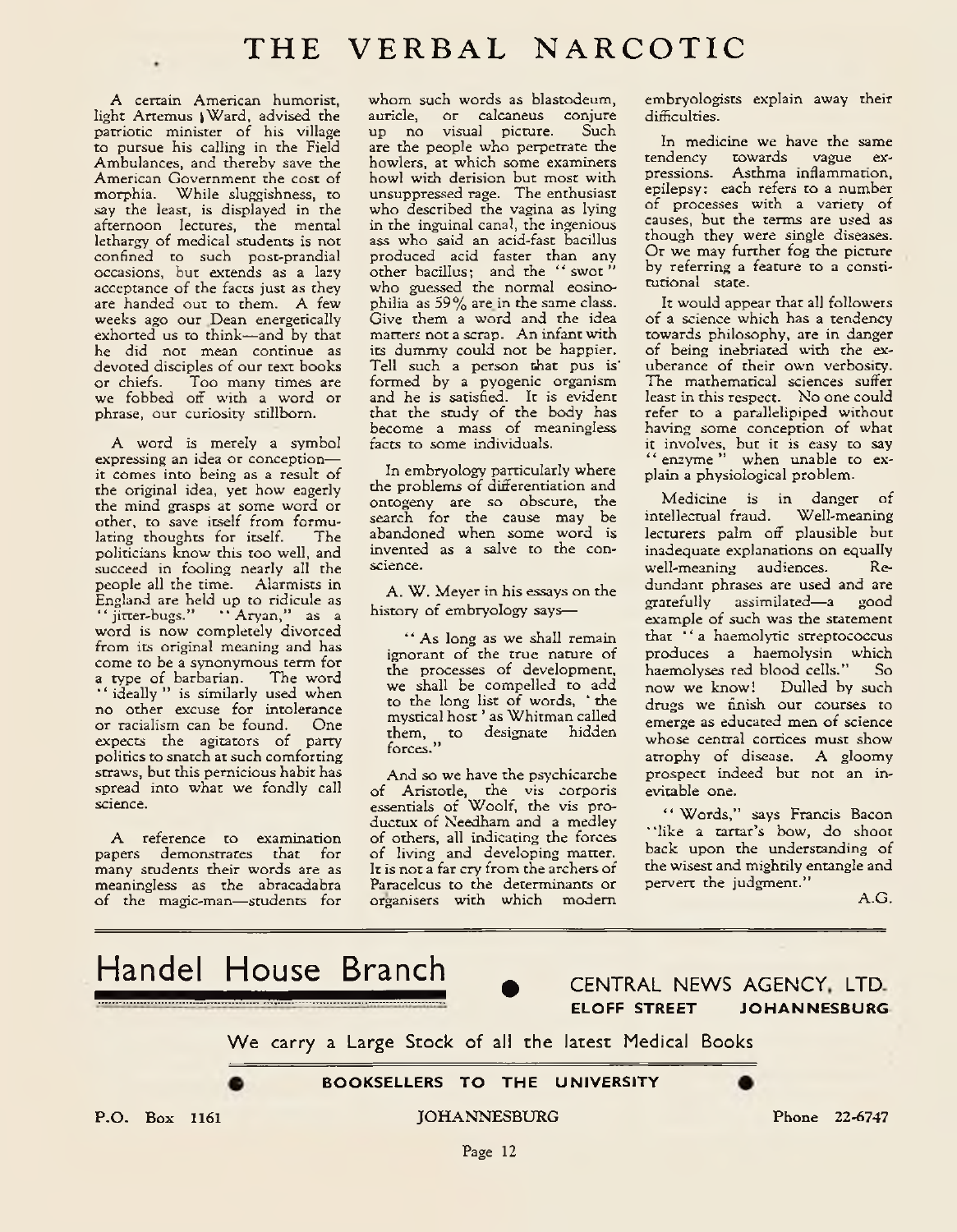# THE VERBAL NARCOTIC

A certain American humorist, light Artemus Ward, advised the patriotic minister of his village to pursue his calling in the Field Ambulances, and thereby save the American Government the cost of morphia. While sluggishness, to say the least, is displayed in the afternoon lectures, the mental lethargy of medical students is not confined to such post-prandial occasions, but extends as a lazy acceptance of the facts just as they are handed out to them. A few weeks ago our Dean energetically exhorted us to think—and by that he did not mean continue as devoted disciples of our text books or chiefs. Too many times are we fobbed off with a word or phrase, our curiosity stillborn.

A word is merely a symbol expressing an idea or conception—it comes into being as a result of the original idea, yet how eagerly the mind grasps at some word or other, to save itself from formulating thoughts for itself. The politicians know this too well, and succeed in fooling nearly all the people all the time. Alarmists in England are held up to ridicule as "jitter-bugs." "Aryan," as a word is now completely divorced from its original meaning and has come to be a synonymous term for a type of barbarian. The word "ideally" is similarly used when no other excuse for intolerance or racialism can be found. One expects the agitators of party politics to snatch at such comforting straws, but this pernicious habit has spread into what we fondly call science.

A reference to examination papers demonstrates that for many students their words are as meaningless as the abracadabra of the magic-man—students for whom such words as blastodeum, auricle, or calcaneus conjure up no visual picture. Such are the people who perpetrate the howlers, at which some examiners howl with derision but most with unsuppressed rage. The enthusiast who described the vagina as lying in the inguinal canal, the ingenious ass who said an acid-fast bacillus produced acid faster than any other bacillus; and the "swot" who guessed the normal eosinophilia as 59% are in the same class. Give them a word and the idea matters not a scrap. An infant with its dummy could not be happier. Tell such a person that pus is formed by a pyogenic organism and he is satisfied. It is evident that the study of the body has become a mass of meaningless facts to some individuals.

In embryology particularly where the problems of differentiation and ontogeny are so obscure, the search for the cause may be abandoned when some word is invented as a salve to the conscience.

A. W. Meyer in his essays on the history of embryology says—

> "As long as we shall remain ignorant of the true nature of the processes of development, we shall be compelled to add to the long list of words, 'the mystical host' as Whitman called them, to designate hidden forces."

And so we have the psychicarche of Aristotle, the vis corporis essentials of Woolf, the vis productux of Needham and a medley of others, all indicating the forces of living and developing matter. It is not a far cry from the archers of Paracelcus to the determinants or organisers with which modern embryologists explain away their difficulties.

In medicine we have the same tendency towards vague expressions. Asthma inflammation, epilepsy: each refers to a number of processes with a variety of causes, but the terms are used as though they were single diseases. Or we may further fog the picture by referring a feature to a constitutional state.

It would appear that all followers of a science which has a tendency towards philosophy, are in danger of being inebriated with the exuberance of their own verbosity. The mathematical sciences suffer least in this respect. No one could refer to a parallelipiped without having some conception of what it involves, but it is easy to say "enzyme" when unable to explain a physiological problem.

Medicine is in danger of intellectual fraud. Well-meaning lecturers palm off plausible but inadequate explanations on equally well-meaning audiences. Redundant phrases are used and are gratefully assimilated—a good example of such was the statement that "a haemolytic streptococcus produces a haemolysin which haemolyses red blood cells." So now we know! Dulled by such drugs we finish our courses to emerge as educated men of science whose central cortices must show atrophy of disease. A gloomy prospect indeed but not an inevitable one.

"Words," says Francis Bacon "like a tartar's bow, do shoot back upon the understanding of the wisest and mightily entangle and pervert the judgment."

A.G.

---

**Handel House Branch**

CENTRAL NEWS AGENCY, LTD.
**ELOFF STREET JOHANNESBURG**

We carry a Large Stock of all the latest Medical Books

**BOOKSELLERS TO THE UNIVERSITY**

P.O. Box 1161 JOHANNESBURG Phone 22-6747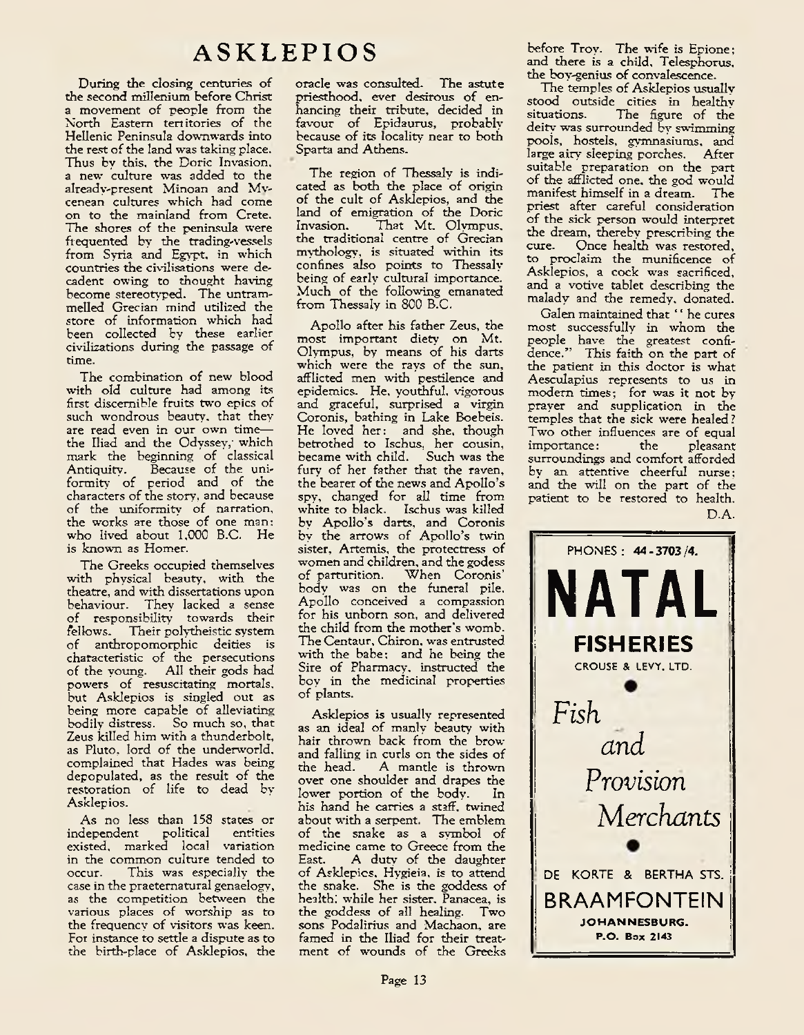# ASKLEPIOS

During the closing centuries of the second millenium before Christ a movement of people from the North Eastern territories of the Hellenic Peninsula downwards into the rest of the land was taking place. Thus by this, the Doric Invasion, a new culture was added to the already-present Minoan and Mycenean cultures which had come on to the mainland from Crete. The shores of the peninsula were frequented by the trading-vessels from Syria and Egypt, in which countries the civilisations were decadent owing to thought having become stereotyped. The untrammelled Grecian mind utilized the store of information which had been collected by these earlier civilizations during the passage of time.

The combination of new blood with old culture had among its first discernible fruits two epics of such wondrous beauty, that they are read even in our own time—the Iliad and the Odyssey, which mark the beginning of classical Antiquity. Because of the uniformity of period and of the characters of the story, and because of the uniformity of narration, the works are those of one man: who lived about 1,000 B.C. He is known as Homer.

The Greeks occupied themselves with physical beauty, with the theatre, and with dissertations upon behaviour. They lacked a sense of responsibility towards their fellows. Their polytheistic system of anthropomorphic deities is characteristic of the persecutions of the young. All their gods had powers of resuscitating mortals, but Asklepios is singled out as being more capable of alleviating bodily distress. So much so, that Zeus killed him with a thunderbolt, as Pluto, lord of the underworld, complained that Hades was being depopulated, as the result of the restoration of life to dead by Asklepios.

As no less than 158 states or independent political entities existed, marked local variation in the common culture tended to occur. This was especially the case in the praeternatural genaelogy, as the competition between the various places of worship as to the frequency of visitors was keen. For instance to settle a dispute as to the birth-place of Asklepios, the oracle was consulted. The astute priesthood, ever desirous of enhancing their tribute, decided in favour of Epidaurus, probably because of its locality near to both Sparta and Athens.

The region of Thessaly is indicated as both the place of origin of the cult of Asklepios, and the land of emigration of the Doric Invasion. That Mt. Olympus, the traditional centre of Grecian mythology, is situated within its confines also points to Thessaly being of early cultural importance. Much of the following emanated from Thessaly in 800 B.C.

Apollo after his father Zeus, the most important diety on Mt. Olympus, by means of his darts which were the rays of the sun, afflicted men with pestilence and epidemics. He, youthful, vigorous and graceful, surprised a virgin Coronis, bathing in Lake Boebeis. He loved her: and she, though betrothed to Ischus, her cousin, became with child. Such was the fury of her father that the raven, the bearer of the news and Apollo's spy, changed for all time from white to black. Ischus was killed by Apollo's darts, and Coronis by the arrows of Apollo's twin sister, Artemis, the protectress of women and children, and the godess of parturition. When Coronis' body was on the funeral pile, Apollo conceived a compassion for his unborn son, and delivered the child from the mother's womb. The Centaur, Chiron, was entrusted with the babe; and he being the Sire of Pharmacy, instructed the boy in the medicinal properties of plants.

Asklepios is usually represented as an ideal of manly beauty with hair thrown back from the brow and falling in curls on the sides of the head. A mantle is thrown over one shoulder and drapes the lower portion of the body. In his hand he carries a staff, twined about with a serpent. The emblem of the snake as a symbol of medicine came to Greece from the East. A duty of the daughter of Asklepios, Hygieia, is to attend the snake. She is the goddess of health; while her sister, Panacea, is the goddess of all healing. Two sons Podalirius and Machaon, are famed in the Iliad for their treatment of wounds of the Greeks before Troy. The wife is Epione; and there is a child, Telesphorus, the boy-genius of convalescence.

The temples of Asklepios usually stood outside cities in healthy situations. The figure of the deity was surrounded by swimming pools, hostels, gymnasiums, and large airy sleeping porches. After suitable preparation on the part of the afflicted one, the god would manifest himself in a dream. The priest after careful consideration of the sick person would interpret the dream, thereby prescribing the cure. Once health was restored, to proclaim the munificence of Asklepios, a cock was sacrificed, and a votive tablet describing the malady and the remedy, donated.

Galen maintained that "he cures most successfully in whom the people have the greatest confidence." This faith on the part of the patient in this doctor is what Aesculapius represents to us in modern times; for was it not by prayer and supplication in the temples that the sick were healed? Two other influences are of equal importance: the pleasant surroundings and comfort afforded by an attentive cheerful nurse; and the will on the part of the patient to be restored to health.

D.A.

---

PHONES: 44-3703/4.

**NATAL**

**FISHERIES**

CROUSE & LEVY, LTD.

*Fish and Provision Merchants*

DE KORTE & BERTHA STS.

BRAAMFONTEIN

JOHANNESBURG.

P.O. Box 2143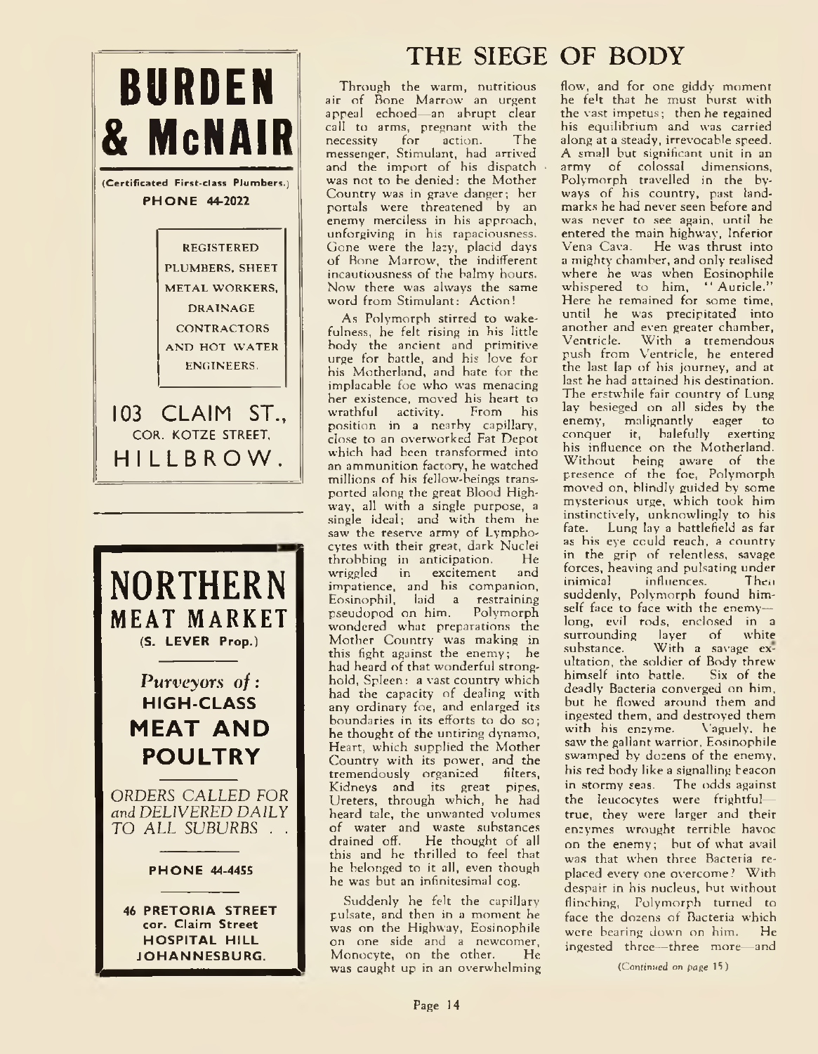**BURDEN & McNAIR**

(Certificated First-class Plumbers.)

PHONE 44-2022

REGISTERED PLUMBERS, SHEET METAL WORKERS, DRAINAGE CONTRACTORS AND HOT WATER ENGINEERS.

103 CLAIM ST., COR. KOTZE STREET, HILLBROW.

---

**NORTHERN MEAT MARKET**

(S. LEVER Prop.)

*Purveyors of:*

**HIGH-CLASS MEAT AND POULTRY**

*ORDERS CALLED FOR and DELIVERED DAILY TO ALL SUBURBS . .*

PHONE 44-4455

46 PRETORIA STREET cor. Claim Street HOSPITAL HILL JOHANNESBURG.

---

# THE SIEGE OF BODY

Through the warm, nutritious air of Bone Marrow an urgent appeal echoed—an abrupt clear call to arms, pregnant with the necessity for action. The messenger, Stimulant, had arrived and the import of his dispatch was not to be denied: the Mother Country was in grave danger; her portals were threatened by an enemy merciless in his approach, unforgiving in his rapaciousness. Gone were the lazy, placid days of Bone Marrow, the indifferent incautiousness of the balmy hours. Now there was always the same word from Stimulant: Action!

As Polymorph stirred to wakefulness, he felt rising in his little body the ancient and primitive urge for battle, and his love for his Motherland, and hate for the implacable foe who was menacing her existence, moved his heart to wrathful activity. From his position in a nearby capillary, close to an overworked Fat Depot which had been transformed into an ammunition factory, he watched millions of his fellow-beings transported along the great Blood Highway, all with a single purpose, a single ideal; and with them he saw the reserve army of Lymphocytes with their great, dark Nuclei throbbing in anticipation. He wriggled in excitement and impatience, and his companion, Eosinophil, laid a restraining pseudopod on him. Polymorph wondered what preparations the Mother Country was making in this fight against the enemy; he had heard of that wonderful stronghold, Spleen: a vast country which had the capacity of dealing with any ordinary foe, and enlarged its boundaries in its efforts to do so; he thought of the untiring dynamo, Heart, which supplied the Mother Country with its power, and the tremendously organized filters, Kidneys and its great pipes, Ureters, through which, he had heard tale, the unwanted volumes of water and waste substances drained off. He thought of all this and he thrilled to feel that he belonged to it all, even though he was but an infinitesimal cog.

Suddenly he felt the capillary pulsate, and then in a moment he was on the Highway, Eosinophile on one side and a newcomer, Monocyte, on the other. He was caught up in an overwhelming flow, and for one giddy moment he felt that he must burst with the vast impetus; then he regained his equilibrium and was carried along at a steady, irrevocable speed. A small but significant unit in an army of colossal dimensions, Polymorph travelled in the byways of his country, past landmarks he had never seen before and was never to see again, until he entered the main highway, Inferior Vena Cava. He was thrust into a mighty chamber, and only realised where he was when Eosinophile whispered to him, "Auricle." Here he remained for some time, until he was precipitated into another and even greater chamber, Ventricle. With a tremendous push from Ventricle, he entered the last lap of his journey, and at last he had attained his destination. The erstwhile fair country of Lung lay besieged on all sides by the enemy, malignantly eager to conquer it, balefully exerting his influence on the Motherland. Without being aware of the presence of the foe, Polymorph moved on, blindly guided by some mysterious urge, which took him instinctively, unknowingly to his fate. Lung lay a battlefield as far as his eye could reach, a country in the grip of relentless, savage forces, heaving and pulsating under inimical influences. Then suddenly, Polymorph found himself face to face with the enemy—long, evil rods, enclosed in a surrounding layer of white substance. With a savage exultation, the soldier of Body threw himself into battle. Six of the deadly Bacteria converged on him, but he flowed around them and ingested them, and destroyed them with his enzyme. Vaguely, he saw the gallant warrior, Eosinophile swamped by dozens of the enemy, his red body like a signalling beacon in stormy seas. The odds against the leucocytes were frightful—true, they were larger and their enzymes wrought terrible havoc on the enemy; but of what avail was that when three Bacteria replaced every one overcome? With despair in his nucleus, but without flinching, Polymorph turned to face the dozens of Bacteria which were bearing down on him. He ingested three—three more—and

(Continued on page 15)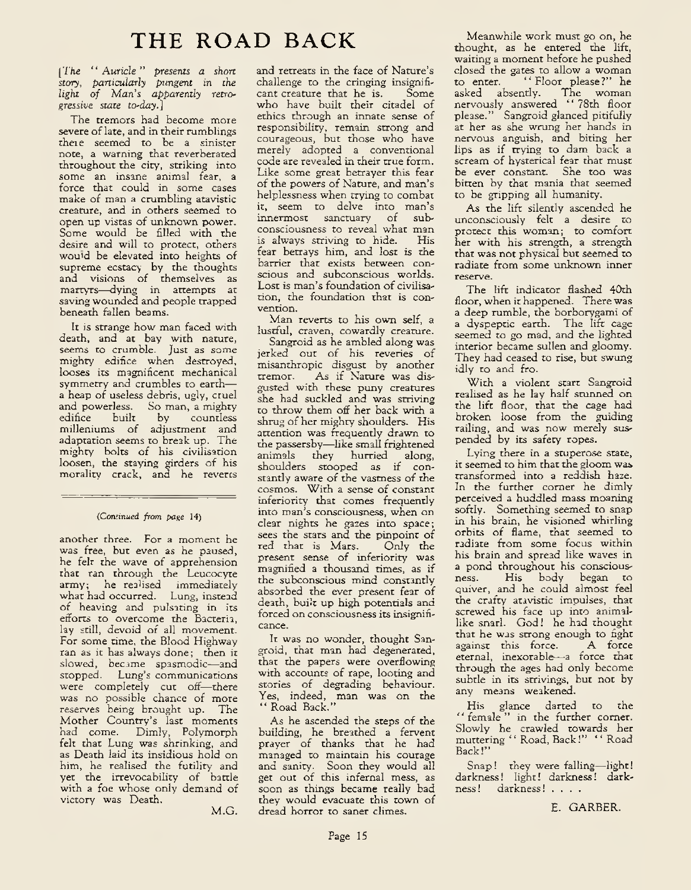# THE ROAD BACK

*[The "Auricle" presents a short story, particularly pungent in the light of Man's apparently retrogressive state to-day.]*

The tremors had become more severe of late, and in their rumblings there seemed to be a sinister note, a warning that reverberated throughout the city, striking into some an insane animal fear, a force that could in some cases make of man a crumbling atavistic creature, and in others seemed to open up vistas of unknown power. Some would be filled with the desire and will to protect, others would be elevated into heights of supreme ecstacy by the thoughts and visions of themselves as martyrs—dying in attempts at saving wounded and people trapped beneath fallen beams.

It is strange how man faced with death, and at bay with nature, seems to crumble. Just as some mighty edifice when destroyed, looses its magnificent mechanical symmetry and crumbles to earth—a heap of useless debris, ugly, cruel and powerless. So man, a mighty edifice built by countless milleniums of adjustment and adaptation seems to break up. The mighty bolts of his civilisation loosen, the staying girders of his morality crack, and he reverts and retreats in the face of Nature's challenge to the cringing insignificant creature that he is. Some who have built their citadel of ethics through an innate sense of responsibility, remain strong and courageous, but those who have merely adopted a conventional code are revealed in their true form. Like some great betrayer this fear of the powers of Nature, and man's helplessness when trying to combat it, seem to delve into man's innermost sanctuary of subconsciousness to reveal what man is always striving to hide. His fear betrays him, and lost is the barrier that exists between conscious and subconscious worlds. Lost is man's foundation of civilisation, the foundation that is convention.

Man reverts to his own self, a lustful, craven, cowardly creature.

Sangroid as he ambled along was jerked out of his reveries of misanthropic disgust by another tremor. As if Nature was disgusted with these puny creatures she had suckled and was striving to throw them off her back with a shrug of her mighty shoulders. His attention was frequently drawn to the passersby—like small frightened animals they hurried along, shoulders stooped as if constantly aware of the vastness of the cosmos. With a sense of constant inferiority that comes frequently into man's consciousness, when on clear nights he gazes into space; sees the stars and the pinpoint of red that is Mars. Only the present sense of inferiority was magnified a thousand times, as if the subconscious mind constantly absorbed the ever present fear of death, built up high potentials and forced on consciousness its insignificance.

It was no wonder, thought Sangroid, that man had degenerated, that the papers were overflowing with accounts of rape, looting and stories of degrading behaviour. Yes, indeed, man was on the "Road Back."

As he ascended the steps of the building, he breathed a fervent prayer of thanks that he had managed to maintain his courage and sanity. Soon they would all get out of this infernal mess, as soon as things became really bad they would evacuate this town of dread horror to saner climes.

Meanwhile work must go on, he thought, as he entered the lift, waiting a moment before he pushed closed the gates to allow a woman to enter. "Floor please?" he asked absently. The woman nervously answered "78th floor please." Sangroid glanced pitifully at her as she wrung her hands in nervous anguish, and biting her lips as if trying to dam back a scream of hysterical fear that must be ever constant. She too was bitten by that mania that seemed to be gripping all humanity.

As the lift silently ascended he unconsciously felt a desire to protect this woman; to comfort her with his strength, a strength that was not physical but seemed to radiate from some unknown inner reserve.

The lift indicator flashed 40th floor, when it happened. There was a deep rumble, the borborygami of a dyspeptic earth. The lift cage seemed to go mad, and the lighted interior became sullen and gloomy. They had ceased to rise, but swung idly to and fro.

With a violent start Sangroid realised as he lay half stunned on the lift floor, that the cage had broken loose from the guiding railing, and was now merely suspended by its safety ropes.

Lying there in a stuperose state, it seemed to him that the gloom was transformed into a reddish haze. In the further corner he dimly perceived a huddled mass moaning softly. Something seemed to snap in his brain, he visioned whirling orbits of flame, that seemed to radiate from some focus within his brain and spread like waves in a pond throughout his consciousness. His body began to quiver, and he could almost feel the crafty atavistic impulses, that screwed his face up into animal-like snarl. God! he had thought that he was strong enough to fight against this force. A force eternal, inexorable—a force that through the ages had only become subtle in its strivings, but not by any means weakened.

His glance darted to the "female" in the further corner. Slowly he crawled towards her muttering "Road, Back!" "Road Back!"

Snap! they were falling—light! darkness! light! darkness! darkness! darkness! . . . .

E. GARBER.

---

*(Continued from page 14)*

another three. For a moment he was free, but even as he paused, he felt the wave of apprehension that ran through the Leucocyte army; he realised immediately what had occurred. Lung, instead of heaving and pulsating in its efforts to overcome the Bacteria, lay still, devoid of all movement. For some time, the Blood Highway ran as it has always done; then it slowed, became spasmodic—and stopped. Lung's communications were completely cut off—there was no possible chance of more reserves being brought up. The Mother Country's last moments had come. Dimly, Polymorph felt that Lung was shrinking, and as Death laid its insidious hold on him, he realised the futility and yet the irrevocability of battle with a foe whose only demand of victory was Death.

M.G.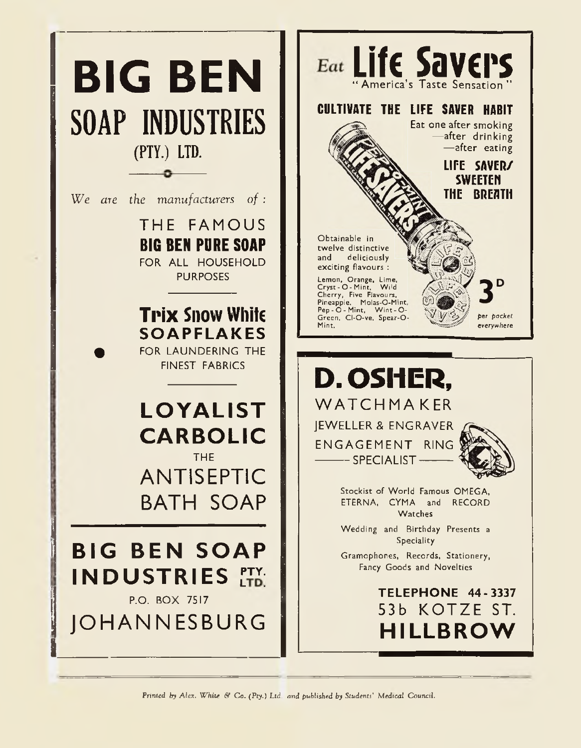# BIG BEN

## SOAP INDUSTRIES

(PTY.) LTD.

*We are the manufacturers of :*

THE FAMOUS

**BIG BEN PURE SOAP**

FOR ALL HOUSEHOLD PURPOSES

**Trix Snow White SOAPFLAKES**

FOR LAUNDERING THE FINEST FABRICS

**LOYALIST CARBOLIC**

THE ANTISEPTIC BATH SOAP

**BIG BEN SOAP INDUSTRIES PTY. LTD.**

P.O. BOX 7517

JOHANNESBURG

---

# *Eat* Life Savers

"America's Taste Sensation"

**CULTIVATE THE LIFE SAVER HABIT**

Eat one after smoking
—after drinking
—after eating

**LIFE SAVERS SWEETEN THE BREATH**

Obtainable in twelve distinctive and deliciously exciting flavours :

Lemon, Orange, Lime, Cryst-O-Mint, Wild Cherry, Five Flavours, Pineapple, Molas-O-Mint, Pep-O-Mint, Wint-O-Green, Cl-O-ve, Spear-O-Mint.

**3D**

*per pocket everywhere*

---

# D. OSHER,

WATCHMAKER

JEWELLER & ENGRAVER

ENGAGEMENT RING

SPECIALIST

Stockist of World Famous OMEGA, ETERNA, CYMA and RECORD Watches

Wedding and Birthday Presents a Speciality

Gramophones, Records, Stationery, Fancy Goods and Novelties

**TELEPHONE 44-3337**

53b KOTZE ST.

**HILLBROW**

---

*Printed by Alex. White & Co. (Pty.) Ltd. and published by Students' Medical Council.*